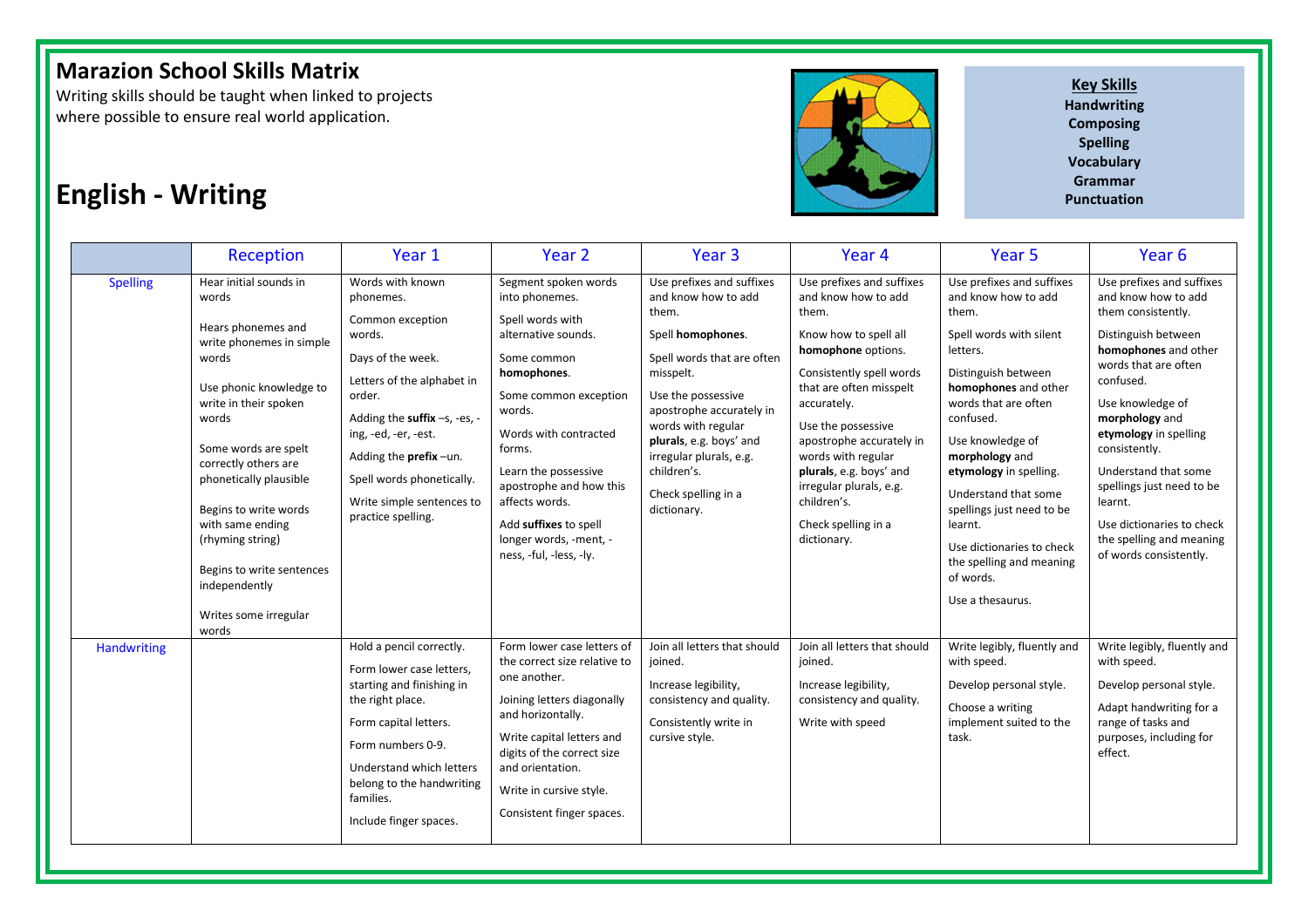# Marazion School Skills Matrix

Writing skills should be taught when linked to projects where possible to ensure real world application.

# English - Writing

**Key Skills**
**Handwriting**
**Composing**
**Spelling**
**Vocabulary**
**Grammar**
**Punctuation**

| | Reception | Year 1 | Year 2 | Year 3 | Year 4 | Year 5 | Year 6 |
|---|---|---|---|---|---|---|---|
| Spelling | Hear initial sounds in words<br><br>Hears phonemes and write phonemes in simple words<br><br>Use phonic knowledge to write in their spoken words<br><br>Some words are spelt correctly others are phonetically plausible<br><br>Begins to write words with same ending (rhyming string)<br><br>Begins to write sentences independently<br><br>Writes some irregular words | Words with known phonemes.<br><br>Common exception words.<br><br>Days of the week.<br><br>Letters of the alphabet in order.<br><br>Adding the **suffix** –s, -es, -ing, -ed, -er, -est.<br><br>Adding the **prefix** –un.<br><br>Spell words phonetically.<br><br>Write simple sentences to practice spelling. | Segment spoken words into phonemes.<br><br>Spell words with alternative sounds.<br><br>Some common **homophones**.<br><br>Some common exception words.<br><br>Words with contracted forms.<br><br>Learn the possessive apostrophe and how this affects words.<br><br>Add **suffixes** to spell longer words, -ment, -ness, -ful, -less, -ly. | Use prefixes and suffixes and know how to add them.<br><br>Spell **homophones**.<br><br>Spell words that are often misspelt.<br><br>Use the possessive apostrophe accurately in words with regular **plurals**, e.g. boys' and irregular plurals, e.g. children's.<br><br>Check spelling in a dictionary. | Use prefixes and suffixes and know how to add them.<br><br>Know how to spell all **homophone** options.<br><br>Consistently spell words that are often misspelt accurately.<br><br>Use the possessive apostrophe accurately in words with regular **plurals**, e.g. boys' and irregular plurals, e.g. children's.<br><br>Check spelling in a dictionary. | Use prefixes and suffixes and know how to add them.<br><br>Spell words with silent letters.<br><br>Distinguish between **homophones** and other words that are often confused.<br><br>Use knowledge of **morphology** and **etymology** in spelling.<br><br>Understand that some spellings just need to be learnt.<br><br>Use dictionaries to check the spelling and meaning of words.<br><br>Use a thesaurus. | Use prefixes and suffixes and know how to add them consistently.<br><br>Distinguish between **homophones** and other words that are often confused.<br><br>Use knowledge of **morphology** and **etymology** in spelling consistently.<br><br>Understand that some spellings just need to be learnt.<br><br>Use dictionaries to check the spelling and meaning of words consistently. |
| Handwriting | | Hold a pencil correctly.<br><br>Form lower case letters, starting and finishing in the right place.<br><br>Form capital letters.<br><br>Form numbers 0-9.<br><br>Understand which letters belong to the handwriting families.<br><br>Include finger spaces. | Form lower case letters of the correct size relative to one another.<br><br>Joining letters diagonally and horizontally.<br><br>Write capital letters and digits of the correct size and orientation.<br><br>Write in cursive style.<br><br>Consistent finger spaces. | Join all letters that should joined.<br><br>Increase legibility, consistency and quality.<br><br>Consistently write in cursive style. | Join all letters that should joined.<br><br>Increase legibility, consistency and quality.<br><br>Write with speed | Write legibly, fluently and with speed.<br><br>Develop personal style.<br><br>Choose a writing implement suited to the task. | Write legibly, fluently and with speed.<br><br>Develop personal style.<br><br>Adapt handwriting for a range of tasks and purposes, including for effect. |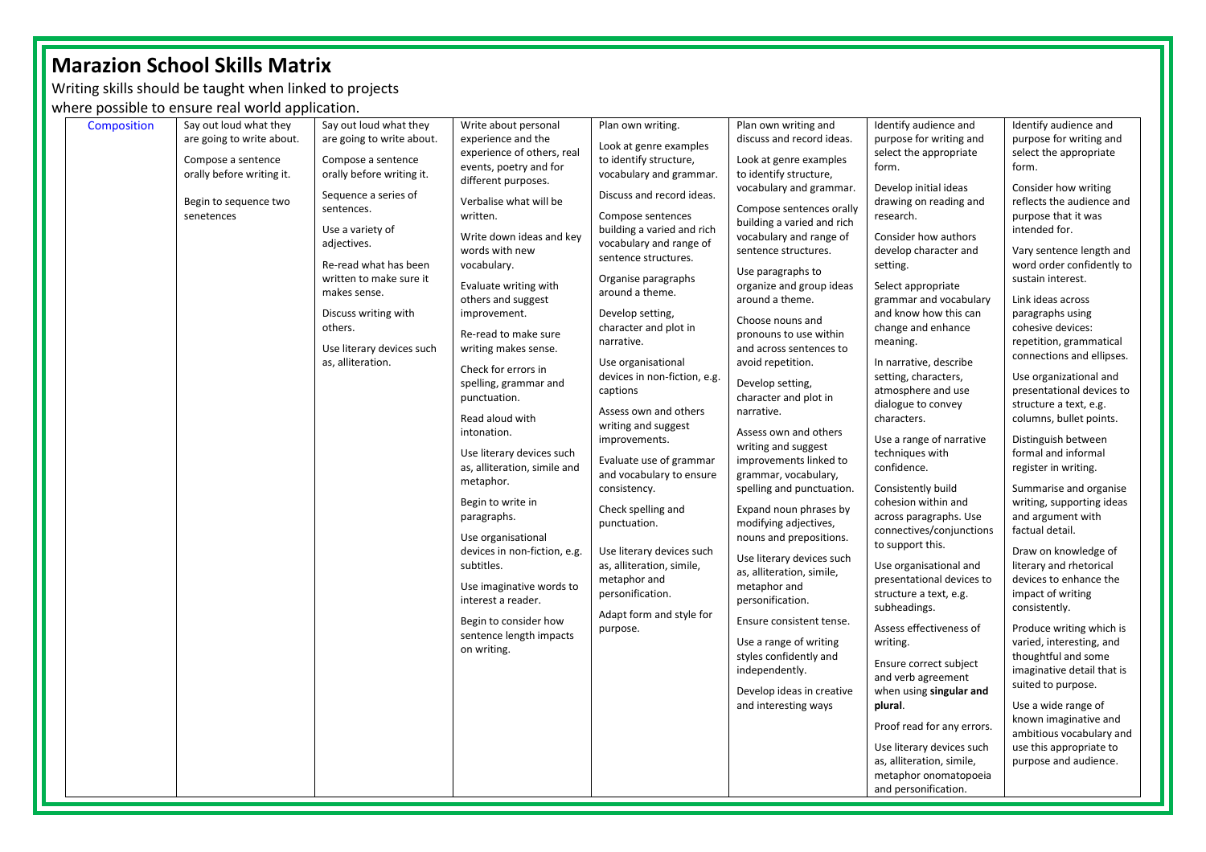# Marazion School Skills Matrix

Writing skills should be taught when linked to projects where possible to ensure real world application.

| | | | | | | | |
|---|---|---|---|---|---|---|---|
| Composition | Say out loud what they are going to write about.<br><br>Compose a sentence orally before writing it.<br><br>Begin to sequence two senetences | Say out loud what they are going to write about.<br><br>Compose a sentence orally before writing it.<br><br>Sequence a series of sentences.<br><br>Use a variety of adjectives.<br><br>Re-read what has been written to make sure it makes sense.<br><br>Discuss writing with others.<br><br>Use literary devices such as, alliteration. | Write about personal experience and the experience of others, real events, poetry and for different purposes.<br><br>Verbalise what will be written.<br><br>Write down ideas and key words with new vocabulary.<br><br>Evaluate writing with others and suggest improvement.<br><br>Re-read to make sure writing makes sense.<br><br>Check for errors in spelling, grammar and punctuation.<br><br>Read aloud with intonation.<br><br>Use literary devices such as, alliteration, simile and metaphor.<br><br>Begin to write in paragraphs.<br><br>Use organisational devices in non-fiction, e.g. subtitles.<br><br>Use imaginative words to interest a reader.<br><br>Begin to consider how sentence length impacts on writing. | Plan own writing.<br><br>Look at genre examples to identify structure, vocabulary and grammar.<br><br>Discuss and record ideas.<br><br>Compose sentences building a varied and rich vocabulary and range of sentence structures.<br><br>Organise paragraphs around a theme.<br><br>Develop setting, character and plot in narrative.<br><br>Use organisational devices in non-fiction, e.g. captions<br><br>Assess own and others writing and suggest improvements.<br><br>Evaluate use of grammar and vocabulary to ensure consistency.<br><br>Check spelling and punctuation.<br><br>Use literary devices such as, alliteration, simile, metaphor and personification.<br><br>Adapt form and style for purpose. | Plan own writing and discuss and record ideas.<br><br>Look at genre examples to identify structure, vocabulary and grammar.<br><br>Compose sentences orally building a varied and rich vocabulary and range of sentence structures.<br><br>Use paragraphs to organize and group ideas around a theme.<br><br>Choose nouns and pronouns to use within and across sentences to avoid repetition.<br><br>Develop setting, character and plot in narrative.<br><br>Assess own and others writing and suggest improvements linked to grammar, vocabulary, spelling and punctuation.<br><br>Expand noun phrases by modifying adjectives, nouns and prepositions.<br><br>Use literary devices such as, alliteration, simile, metaphor and personification.<br><br>Ensure consistent tense.<br><br>Use a range of writing styles confidently and independently.<br><br>Develop ideas in creative and interesting ways | Identify audience and purpose for writing and select the appropriate form.<br><br>Develop initial ideas drawing on reading and research.<br><br>Consider how authors develop character and setting.<br><br>Select appropriate grammar and vocabulary and know how this can change and enhance meaning.<br><br>In narrative, describe setting, characters, atmosphere and use dialogue to convey characters.<br><br>Use a range of narrative techniques with confidence.<br><br>Consistently build cohesion within and across paragraphs. Use connectives/conjunctions to support this.<br><br>Use organisational and presentational devices to structure a text, e.g. subheadings.<br><br>Assess effectiveness of writing.<br><br>Ensure correct subject and verb agreement when using **singular and plural**.<br><br>Proof read for any errors.<br><br>Use literary devices such as, alliteration, simile, metaphor onomatopoeia and personification. | Identify audience and purpose for writing and select the appropriate form.<br><br>Consider how writing reflects the audience and purpose that it was intended for.<br><br>Vary sentence length and word order confidently to sustain interest.<br><br>Link ideas across paragraphs using cohesive devices: repetition, grammatical connections and ellipses.<br><br>Use organizational and presentational devices to structure a text, e.g. columns, bullet points.<br><br>Distinguish between formal and informal register in writing.<br><br>Summarise and organise writing, supporting ideas and argument with factual detail.<br><br>Draw on knowledge of literary and rhetorical devices to enhance the impact of writing consistently.<br><br>Produce writing which is varied, interesting, and thoughtful and some imaginative detail that is suited to purpose.<br><br>Use a wide range of known imaginative and ambitious vocabulary and use this appropriate to purpose and audience. |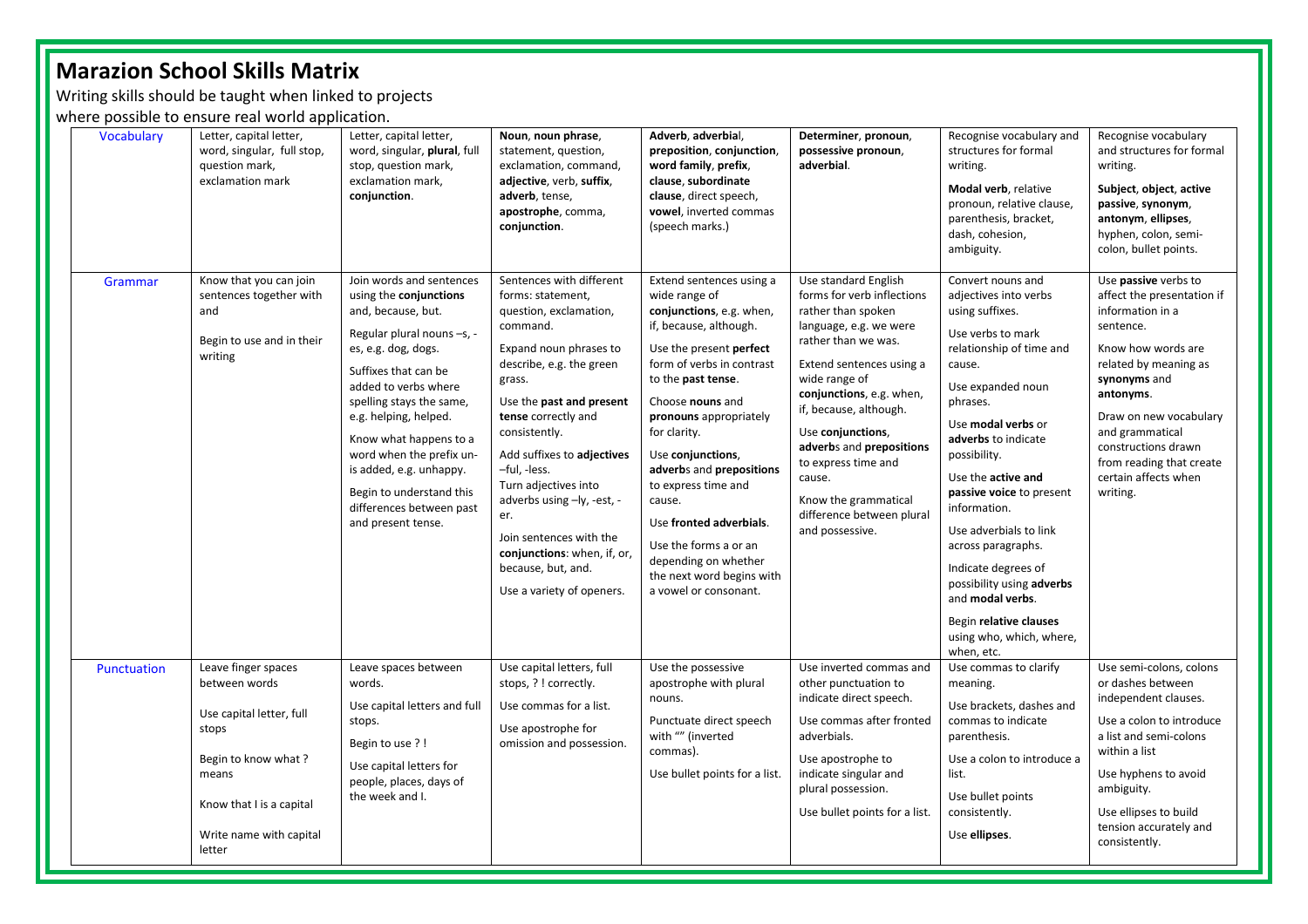# Marazion School Skills Matrix

Writing skills should be taught when linked to projects where possible to ensure real world application.

| | | | | | | | |
|---|---|---|---|---|---|---|---|
| Vocabulary | Letter, capital letter, word, singular, full stop, question mark, exclamation mark | Letter, capital letter, word, singular, **plural**, full stop, question mark, exclamation mark, **conjunction**. | **Noun**, **noun phrase**, statement, question, exclamation, command, **adjective**, verb, **suffix**, **adverb**, tense, **apostrophe**, comma, **conjunction**. | **Adverb**, **adverbia**l, **preposition**, **conjunction**, **word family**, **prefix**, **clause**, **subordinate clause**, direct speech, **vowel**, inverted commas (speech marks.) | **Determiner**, **pronoun**, **possessive pronoun**, **adverbial**. | Recognise vocabulary and structures for formal writing.<br>**Modal verb**, relative pronoun, relative clause, parenthesis, bracket, dash, cohesion, ambiguity. | Recognise vocabulary and structures for formal writing.<br>**Subject**, **object**, **active passive**, **synonym**, **antonym**, **ellipses**, hyphen, colon, semi-colon, bullet points. |
| Grammar | Know that you can join sentences together with and<br>Begin to use and in their writing | Join words and sentences using the **conjunctions** and, because, but.<br>Regular plural nouns –s, -es, e.g. dog, dogs.<br>Suffixes that can be added to verbs where spelling stays the same, e.g. helping, helped.<br>Know what happens to a word when the prefix un- is added, e.g. unhappy.<br>Begin to understand this differences between past and present tense. | Sentences with different forms: statement, question, exclamation, command.<br>Expand noun phrases to describe, e.g. the green grass.<br>Use the **past and present tense** correctly and consistently.<br>Add suffixes to **adjectives** –ful, -less.<br>Turn adjectives into adverbs using –ly, -est, -er.<br>Join sentences with the **conjunctions**: when, if, or, because, but, and.<br>Use a variety of openers. | Extend sentences using a wide range of **conjunctions**, e.g. when, if, because, although.<br>Use the present **perfect** form of verbs in contrast to the **past tense**.<br>Choose **nouns** and **pronouns** appropriately for clarity.<br>Use **conjunctions**, **adverb**s and **prepositions** to express time and cause.<br>Use **fronted adverbials**.<br>Use the forms a or an depending on whether the next word begins with a vowel or consonant. | Use standard English forms for verb inflections rather than spoken language, e.g. we were rather than we was.<br>Extend sentences using a wide range of **conjunctions**, e.g. when, if, because, although.<br>Use **conjunctions**, **adverb**s and **prepositions** to express time and cause.<br>Know the grammatical difference between plural and possessive. | Convert nouns and adjectives into verbs using suffixes.<br>Use verbs to mark relationship of time and cause.<br>Use expanded noun phrases.<br>Use **modal verbs** or **adverbs** to indicate possibility.<br>Use the **active and passive voice** to present information.<br>Use adverbials to link across paragraphs.<br>Indicate degrees of possibility using **adverbs** and **modal verbs**.<br>Begin **relative clauses** using who, which, where, when, etc. | Use **passive** verbs to affect the presentation if information in a sentence.<br>Know how words are related by meaning as **synonyms** and **antonyms**.<br>Draw on new vocabulary and grammatical constructions drawn from reading that create certain affects when writing. |
| Punctuation | Leave finger spaces between words<br>Use capital letter, full stops<br>Begin to know what ? means<br>Know that I is a capital<br>Write name with capital letter | Leave spaces between words.<br>Use capital letters and full stops.<br>Begin to use ? !<br>Use capital letters for people, places, days of the week and I. | Use capital letters, full stops, ? ! correctly.<br>Use commas for a list.<br>Use apostrophe for omission and possession. | Use the possessive apostrophe with plural nouns.<br>Punctuate direct speech with "" (inverted commas).<br>Use bullet points for a list. | Use inverted commas and other punctuation to indicate direct speech.<br>Use commas after fronted adverbials.<br>Use apostrophe to indicate singular and plural possession.<br>Use bullet points for a list. | Use commas to clarify meaning.<br>Use brackets, dashes and commas to indicate parenthesis.<br>Use a colon to introduce a list.<br>Use bullet points consistently.<br>Use **ellipses**. | Use semi-colons, colons or dashes between independent clauses.<br>Use a colon to introduce a list and semi-colons within a list<br>Use hyphens to avoid ambiguity.<br>Use ellipses to build tension accurately and consistently. |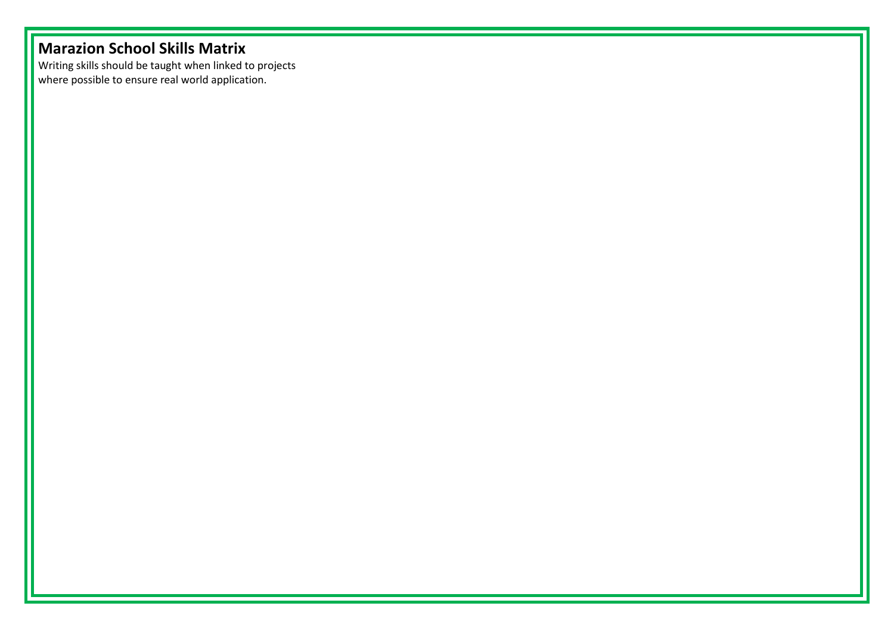# Marazion School Skills Matrix

Writing skills should be taught when linked to projects
where possible to ensure real world application.